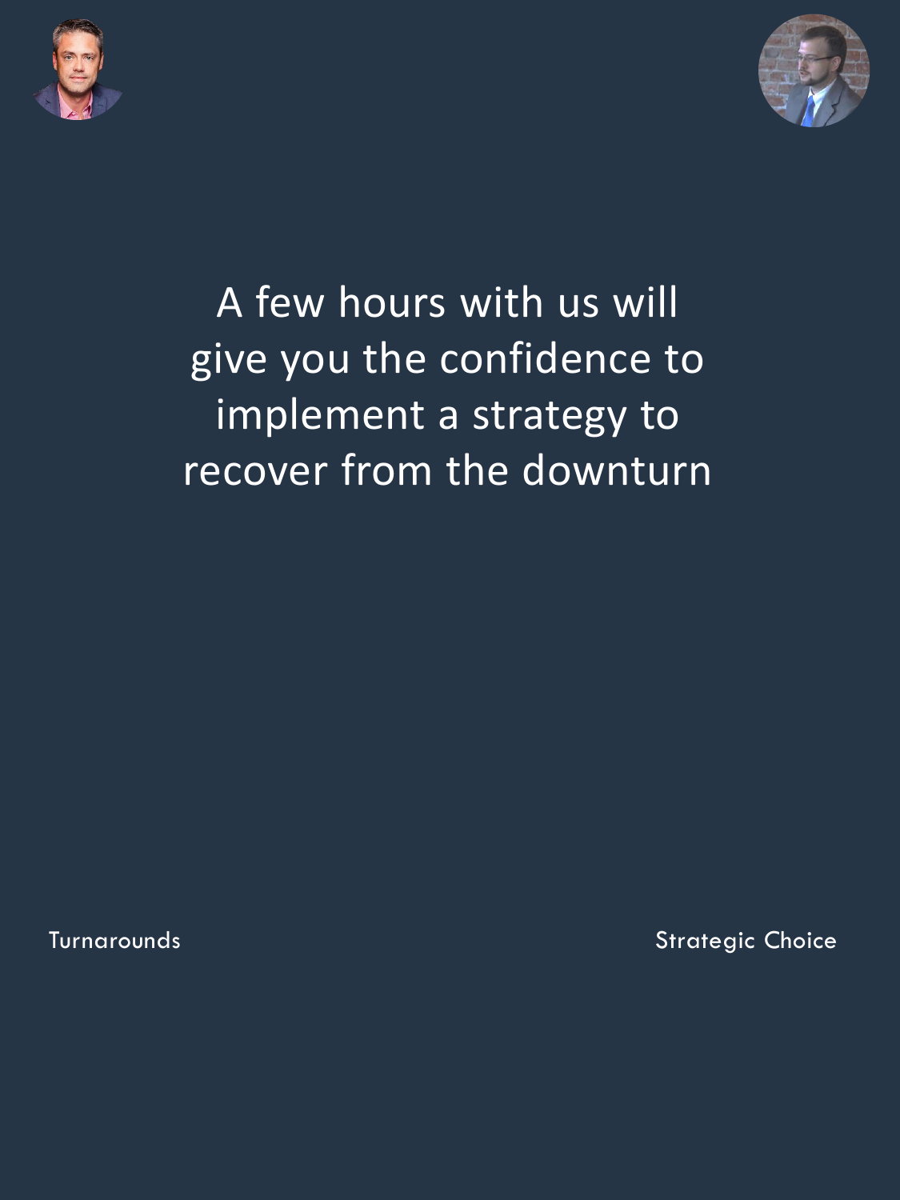A few hours with us will give you the confidence to implement a strategy to recover from the downturn

Turnarounds

Strategic Choice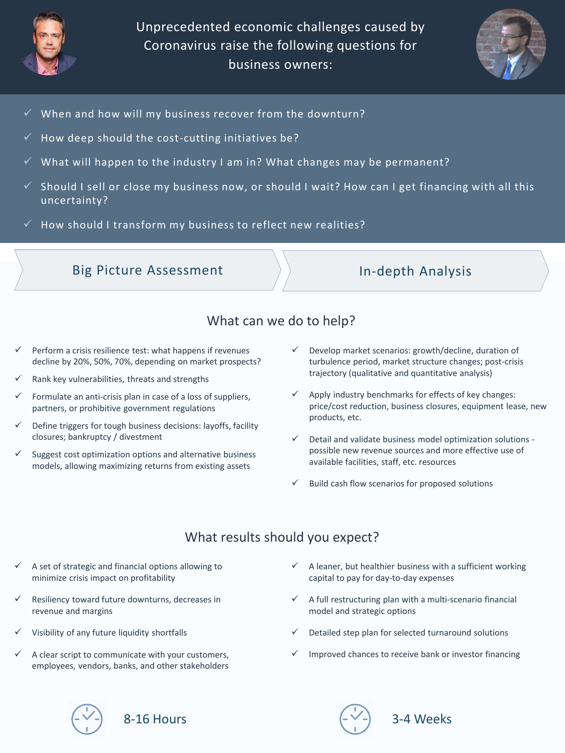Unprecedented economic challenges caused by Coronavirus raise the following questions for business owners:

- When and how will my business recover from the downturn?
- How deep should the cost-cutting initiatives be?
- What will happen to the industry I am in? What changes may be permanent?
- Should I sell or close my business now, or should I wait? How can I get financing with all this uncertainty?
- How should I transform my business to reflect new realities?

## What can we do to help?

### Big Picture Assessment

- Perform a crisis resilience test: what happens if revenues decline by 20%, 50%, 70%, depending on market prospects?
- Rank key vulnerabilities, threats and strengths
- Formulate an anti-crisis plan in case of a loss of suppliers, partners, or prohibitive government regulations
- Define triggers for tough business decisions: layoffs, facility closures; bankruptcy / divestment
- Suggest cost optimization options and alternative business models, allowing maximizing returns from existing assets

### In-depth Analysis

- Develop market scenarios: growth/decline, duration of turbulence period, market structure changes; post-crisis trajectory (qualitative and quantitative analysis)
- Apply industry benchmarks for effects of key changes: price/cost reduction, business closures, equipment lease, new products, etc.
- Detail and validate business model optimization solutions - possible new revenue sources and more effective use of available facilities, staff, etc. resources
- Build cash flow scenarios for proposed solutions

## What results should you expect?

### Big Picture Assessment

- A set of strategic and financial options allowing to minimize crisis impact on profitability
- Resiliency toward future downturns, decreases in revenue and margins
- Visibility of any future liquidity shortfalls
- A clear script to communicate with your customers, employees, vendors, banks, and other stakeholders

8-16 Hours

### In-depth Analysis

- A leaner, but healthier business with a sufficient working capital to pay for day-to-day expenses
- A full restructuring plan with a multi-scenario financial model and strategic options
- Detailed step plan for selected turnaround solutions
- Improved chances to receive bank or investor financing

3-4 Weeks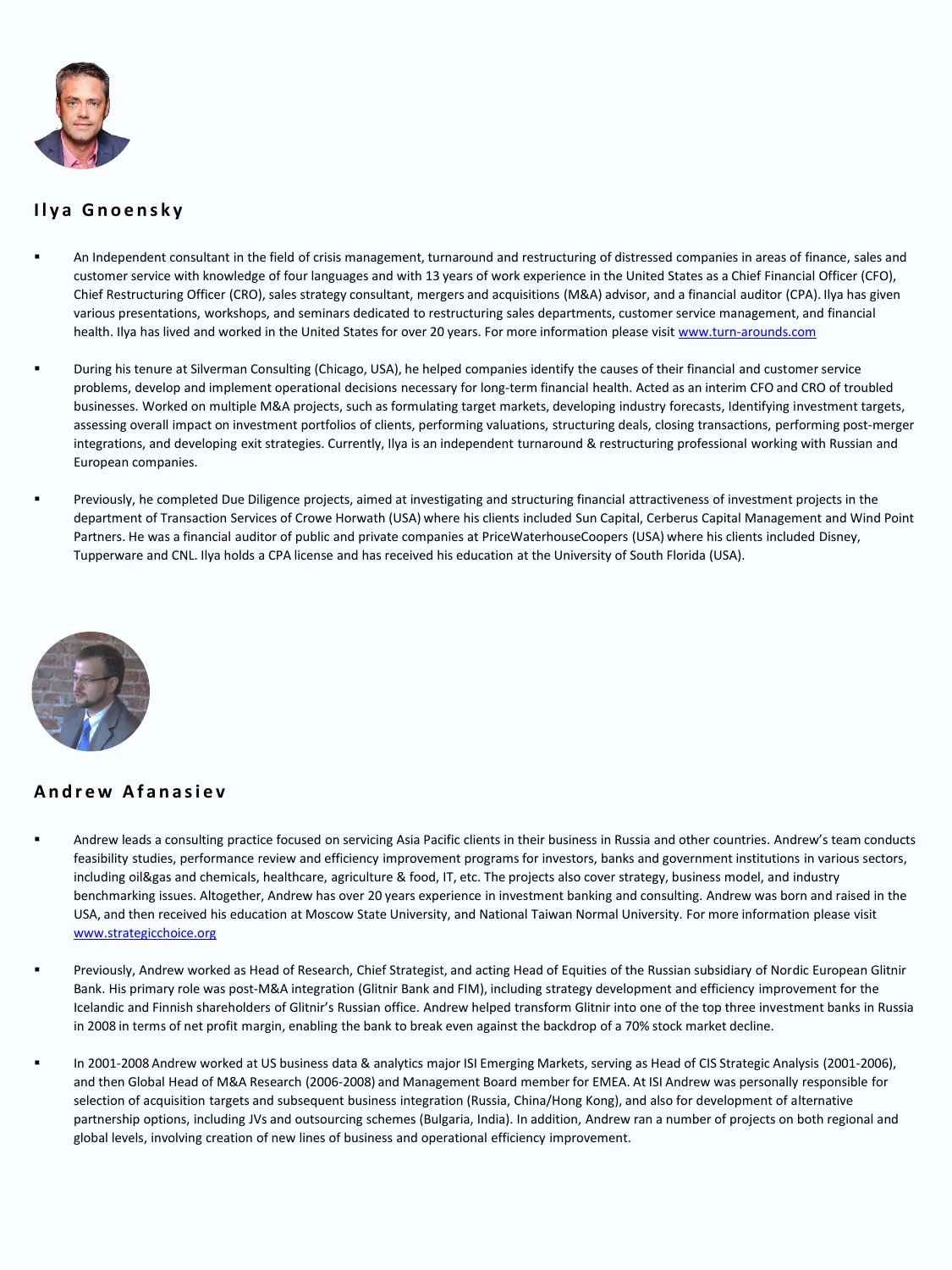## Ilya Gnoensky

- An Independent consultant in the field of crisis management, turnaround and restructuring of distressed companies in areas of finance, sales and customer service with knowledge of four languages and with 13 years of work experience in the United States as a Chief Financial Officer (CFO), Chief Restructuring Officer (CRO), sales strategy consultant, mergers and acquisitions (M&A) advisor, and a financial auditor (CPA). Ilya has given various presentations, workshops, and seminars dedicated to restructuring sales departments, customer service management, and financial health. Ilya has lived and worked in the United States for over 20 years. For more information please visit [www.turn-arounds.com](www.turn-arounds.com)

- During his tenure at Silverman Consulting (Chicago, USA), he helped companies identify the causes of their financial and customer service problems, develop and implement operational decisions necessary for long-term financial health. Acted as an interim CFO and CRO of troubled businesses. Worked on multiple M&A projects, such as formulating target markets, developing industry forecasts, Identifying investment targets, assessing overall impact on investment portfolios of clients, performing valuations, structuring deals, closing transactions, performing post-merger integrations, and developing exit strategies. Currently, Ilya is an independent turnaround & restructuring professional working with Russian and European companies.

- Previously, he completed Due Diligence projects, aimed at investigating and structuring financial attractiveness of investment projects in the department of Transaction Services of Crowe Horwath (USA) where his clients included Sun Capital, Cerberus Capital Management and Wind Point Partners. He was a financial auditor of public and private companies at PriceWaterhouseCoopers (USA) where his clients included Disney, Tupperware and CNL. Ilya holds a CPA license and has received his education at the University of South Florida (USA).

## Andrew Afanasiev

- Andrew leads a consulting practice focused on servicing Asia Pacific clients in their business in Russia and other countries. Andrew's team conducts feasibility studies, performance review and efficiency improvement programs for investors, banks and government institutions in various sectors, including oil&gas and chemicals, healthcare, agriculture & food, IT, etc. The projects also cover strategy, business model, and industry benchmarking issues. Altogether, Andrew has over 20 years experience in investment banking and consulting. Andrew was born and raised in the USA, and then received his education at Moscow State University, and National Taiwan Normal University. For more information please visit [www.strategicchoice.org](www.strategicchoice.org)

- Previously, Andrew worked as Head of Research, Chief Strategist, and acting Head of Equities of the Russian subsidiary of Nordic European Glitnir Bank. His primary role was post-M&A integration (Glitnir Bank and FIM), including strategy development and efficiency improvement for the Icelandic and Finnish shareholders of Glitnir's Russian office. Andrew helped transform Glitnir into one of the top three investment banks in Russia in 2008 in terms of net profit margin, enabling the bank to break even against the backdrop of a 70% stock market decline.

- In 2001-2008 Andrew worked at US business data & analytics major ISI Emerging Markets, serving as Head of CIS Strategic Analysis (2001-2006), and then Global Head of M&A Research (2006-2008) and Management Board member for EMEA. At ISI Andrew was personally responsible for selection of acquisition targets and subsequent business integration (Russia, China/Hong Kong), and also for development of alternative partnership options, including JVs and outsourcing schemes (Bulgaria, India). In addition, Andrew ran a number of projects on both regional and global levels, involving creation of new lines of business and operational efficiency improvement.